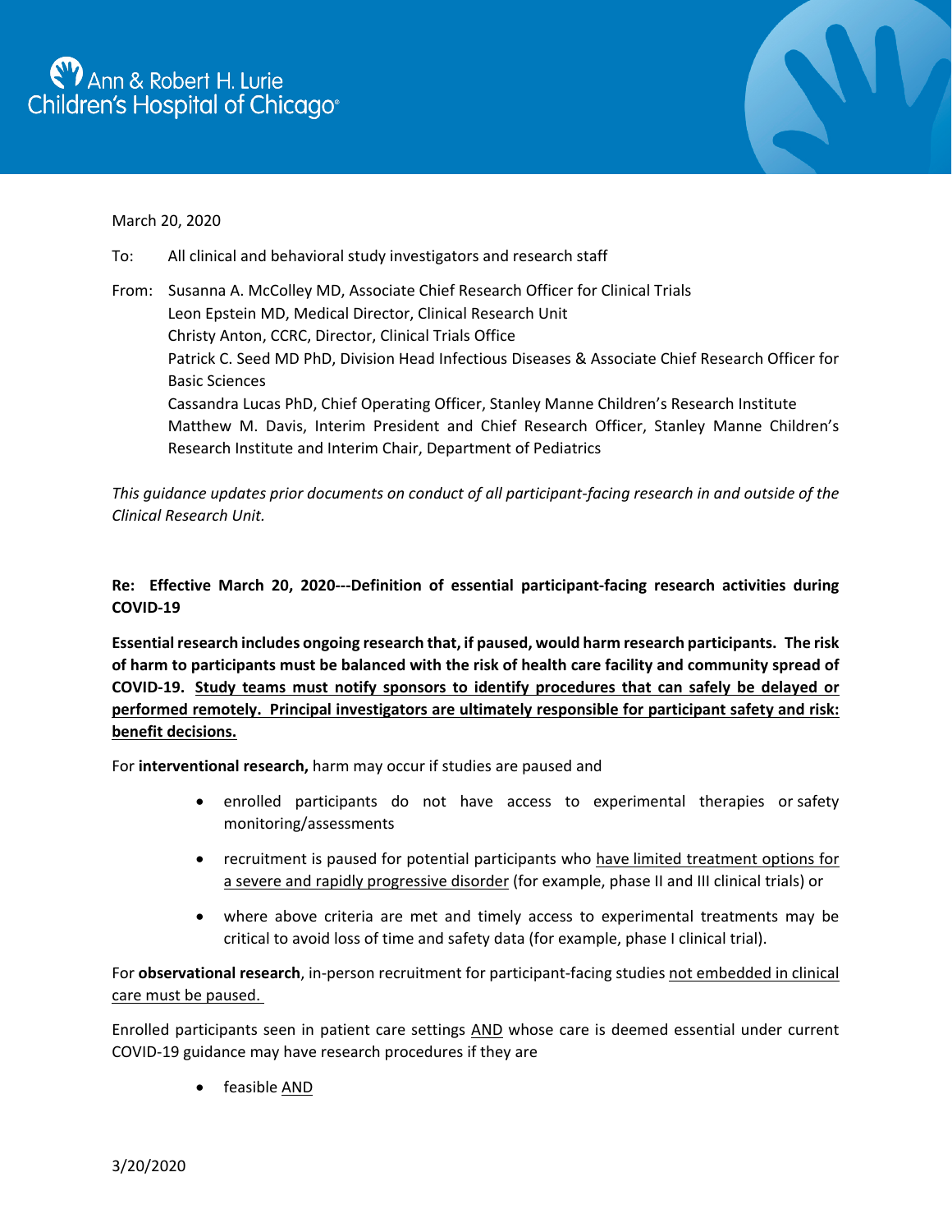Ann & Robert H. Lurie Children's Hospital of Chicago®

March 20, 2020

To: All clinical and behavioral study investigators and research staff

From: Susanna A. McColley MD, Associate Chief Research Officer for Clinical Trials
Leon Epstein MD, Medical Director, Clinical Research Unit
Christy Anton, CCRC, Director, Clinical Trials Office
Patrick C. Seed MD PhD, Division Head Infectious Diseases & Associate Chief Research Officer for Basic Sciences
Cassandra Lucas PhD, Chief Operating Officer, Stanley Manne Children's Research Institute
Matthew M. Davis, Interim President and Chief Research Officer, Stanley Manne Children's Research Institute and Interim Chair, Department of Pediatrics

*This guidance updates prior documents on conduct of all participant-facing research in and outside of the Clinical Research Unit.*

**Re: Effective March 20, 2020---Definition of essential participant-facing research activities during COVID-19**

**Essential research includes ongoing research that, if paused, would harm research participants. The risk of harm to participants must be balanced with the risk of health care facility and community spread of COVID-19. <u>Study teams must notify sponsors to identify procedures that can safely be delayed or performed remotely. Principal investigators are ultimately responsible for participant safety and risk: benefit decisions.</u>**

For **interventional research,** harm may occur if studies are paused and

- enrolled participants do not have access to experimental therapies or safety monitoring/assessments
- recruitment is paused for potential participants who <u>have limited treatment options for a severe and rapidly progressive disorder</u> (for example, phase II and III clinical trials) or
- where above criteria are met and timely access to experimental treatments may be critical to avoid loss of time and safety data (for example, phase I clinical trial).

For **observational research**, in-person recruitment for participant-facing studies <u>not embedded in clinical care must be paused.</u>

Enrolled participants seen in patient care settings <u>AND</u> whose care is deemed essential under current COVID-19 guidance may have research procedures if they are

- feasible <u>AND</u>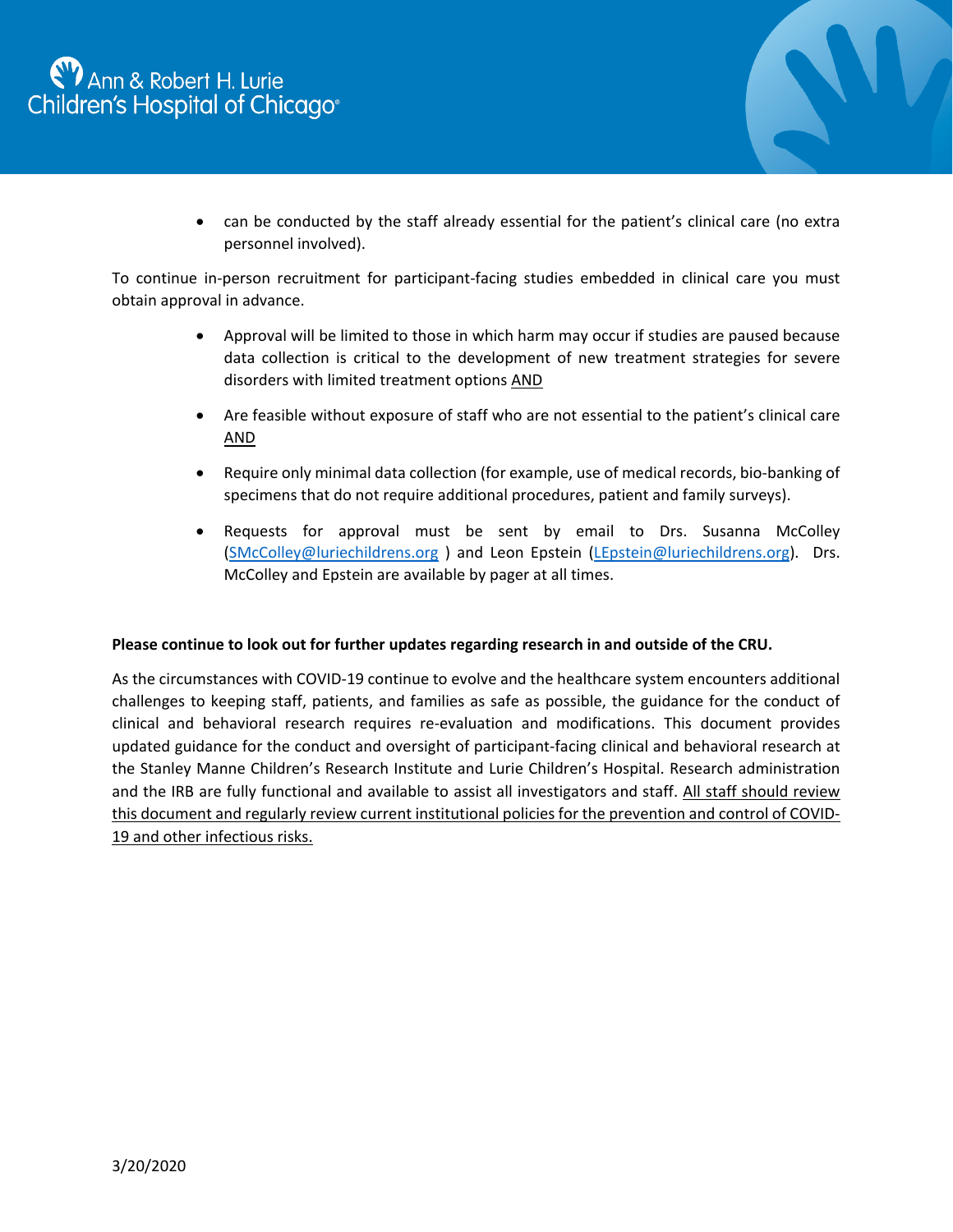- can be conducted by the staff already essential for the patient's clinical care (no extra personnel involved).

To continue in-person recruitment for participant-facing studies embedded in clinical care you must obtain approval in advance.

- Approval will be limited to those in which harm may occur if studies are paused because data collection is critical to the development of new treatment strategies for severe disorders with limited treatment options AND
- Are feasible without exposure of staff who are not essential to the patient's clinical care AND
- Require only minimal data collection (for example, use of medical records, bio-banking of specimens that do not require additional procedures, patient and family surveys).
- Requests for approval must be sent by email to Drs. Susanna McColley (SMcColley@luriechildrens.org ) and Leon Epstein (LEpstein@luriechildrens.org). Drs. McColley and Epstein are available by pager at all times.

**Please continue to look out for further updates regarding research in and outside of the CRU.**

As the circumstances with COVID-19 continue to evolve and the healthcare system encounters additional challenges to keeping staff, patients, and families as safe as possible, the guidance for the conduct of clinical and behavioral research requires re-evaluation and modifications. This document provides updated guidance for the conduct and oversight of participant-facing clinical and behavioral research at the Stanley Manne Children's Research Institute and Lurie Children's Hospital. Research administration and the IRB are fully functional and available to assist all investigators and staff. All staff should review this document and regularly review current institutional policies for the prevention and control of COVID-19 and other infectious risks.

3/20/2020